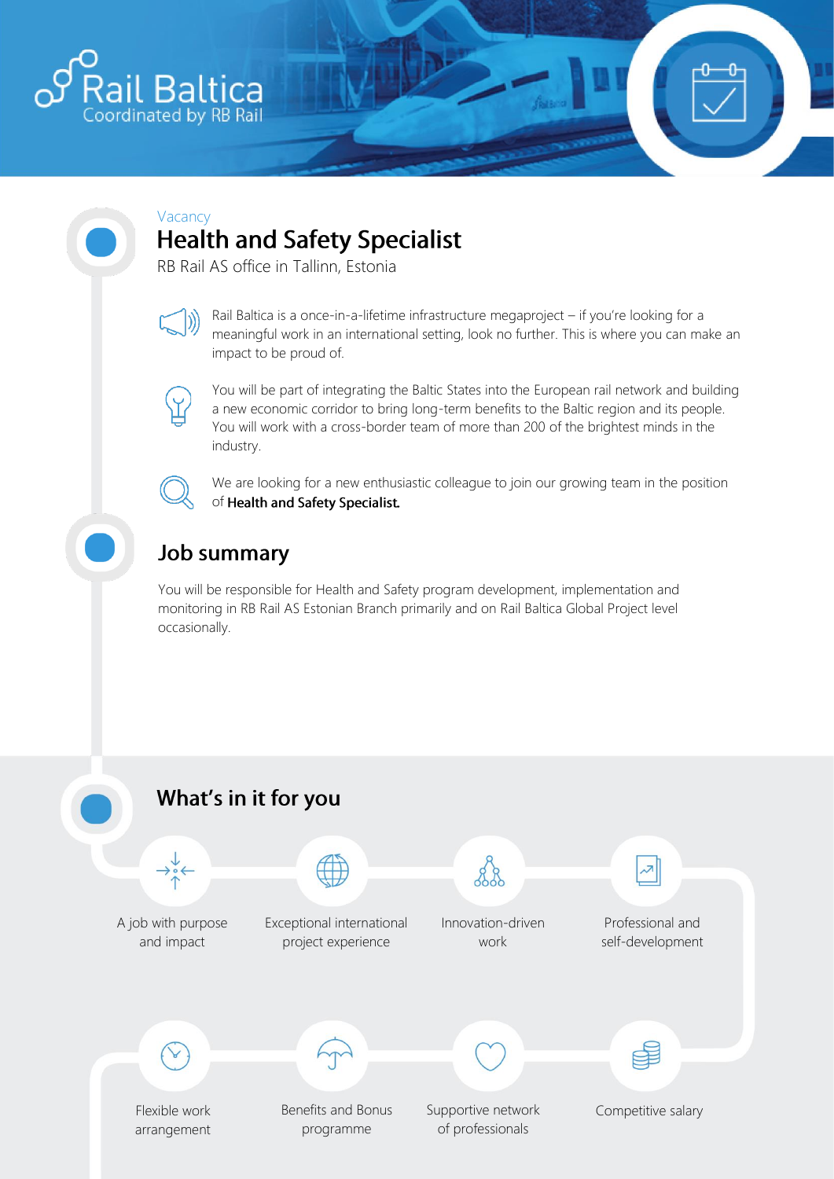Rail Baltica
Coordinated by RB Rail

Vacancy

# Health and Safety Specialist

RB Rail AS office in Tallinn, Estonia

Rail Baltica is a once-in-a-lifetime infrastructure megaproject – if you're looking for a meaningful work in an international setting, look no further. This is where you can make an impact to be proud of.

You will be part of integrating the Baltic States into the European rail network and building a new economic corridor to bring long-term benefits to the Baltic region and its people. You will work with a cross-border team of more than 200 of the brightest minds in the industry.

We are looking for a new enthusiastic colleague to join our growing team in the position of **Health and Safety Specialist.**

## Job summary

You will be responsible for Health and Safety program development, implementation and monitoring in RB Rail AS Estonian Branch primarily and on Rail Baltica Global Project level occasionally.

## What's in it for you

- A job with purpose and impact
- Exceptional international project experience
- Innovation-driven work
- Professional and self-development
- Flexible work arrangement
- Benefits and Bonus programme
- Supportive network of professionals
- Competitive salary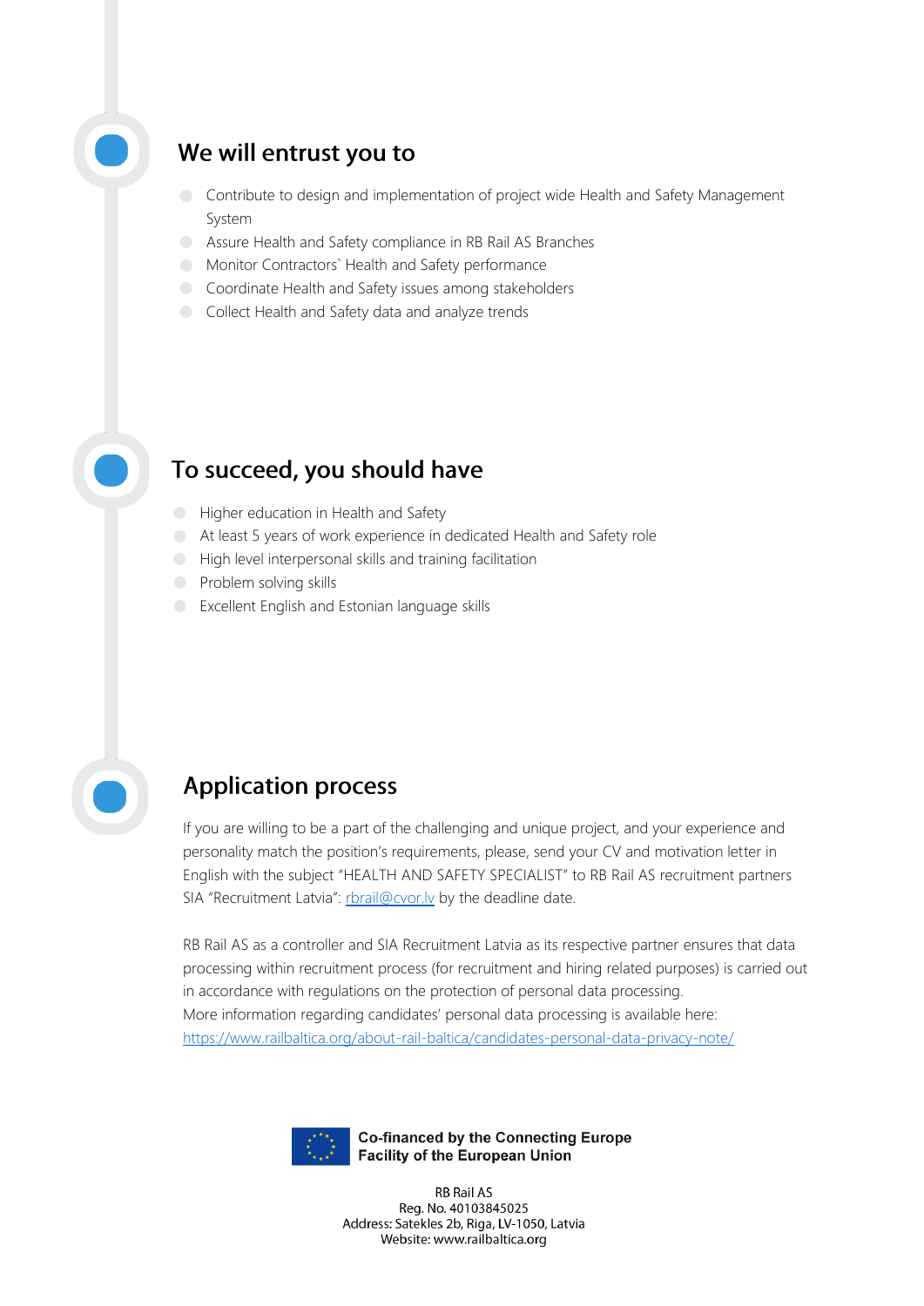## We will entrust you to

- Contribute to design and implementation of project wide Health and Safety Management System
- Assure Health and Safety compliance in RB Rail AS Branches
- Monitor Contractors` Health and Safety performance
- Coordinate Health and Safety issues among stakeholders
- Collect Health and Safety data and analyze trends

## To succeed, you should have

- Higher education in Health and Safety
- At least 5 years of work experience in dedicated Health and Safety role
- High level interpersonal skills and training facilitation
- Problem solving skills
- Excellent English and Estonian language skills

## Application process

If you are willing to be a part of the challenging and unique project, and your experience and personality match the position's requirements, please, send your CV and motivation letter in English with the subject "HEALTH AND SAFETY SPECIALIST" to RB Rail AS recruitment partners SIA "Recruitment Latvia": [rbrail@cvor.lv](mailto:rbrail@cvor.lv) by the deadline date.

RB Rail AS as a controller and SIA Recruitment Latvia as its respective partner ensures that data processing within recruitment process (for recruitment and hiring related purposes) is carried out in accordance with regulations on the protection of personal data processing.
More information regarding candidates' personal data processing is available here:
[https://www.railbaltica.org/about-rail-baltica/candidates-personal-data-privacy-note/](https://www.railbaltica.org/about-rail-baltica/candidates-personal-data-privacy-note/)

**Co-financed by the Connecting Europe Facility of the European Union**

RB Rail AS
Reg. No. 40103845025
Address: Satekles 2b, Riga, LV-1050, Latvia
Website: www.railbaltica.org